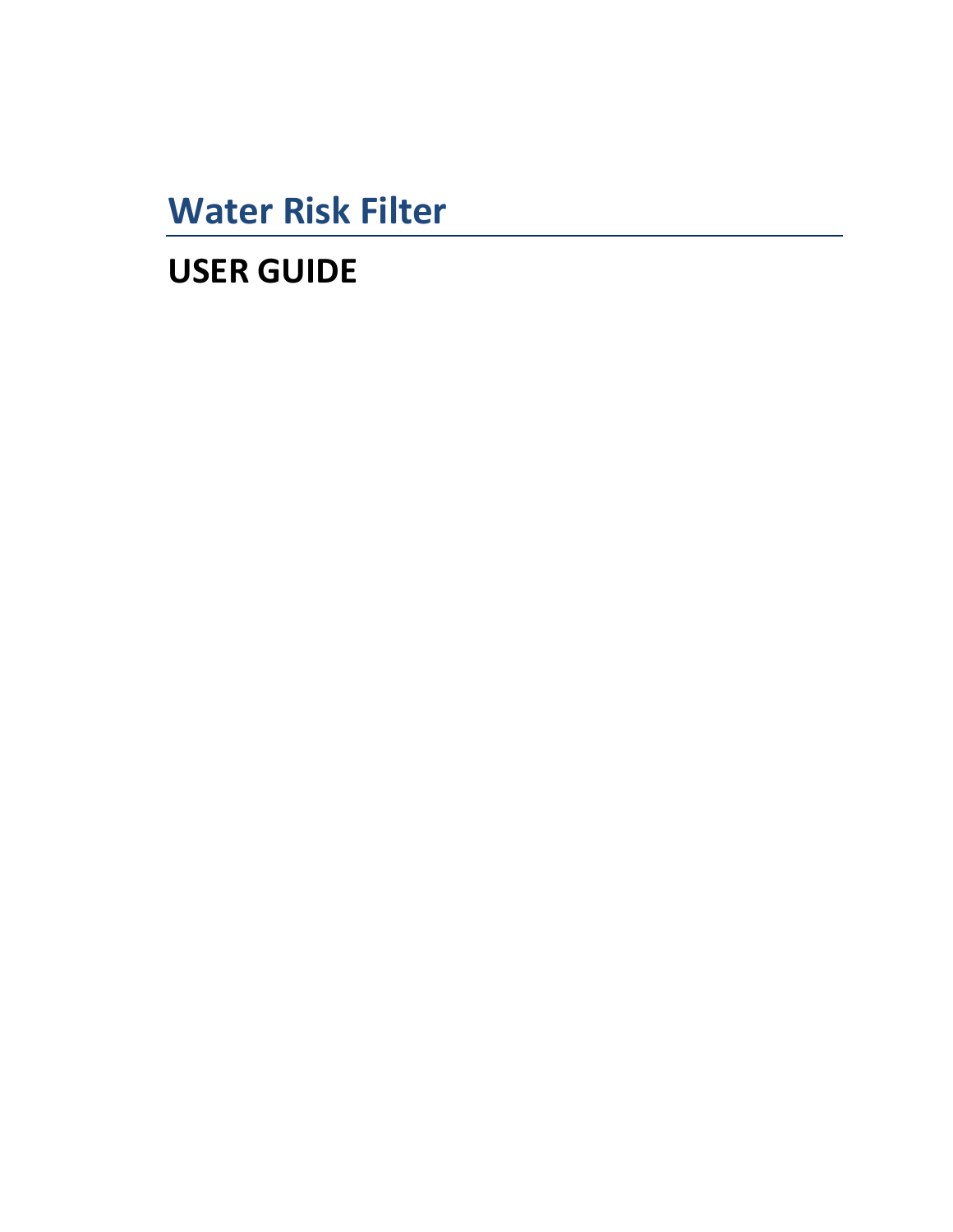# Water Risk Filter

## USER GUIDE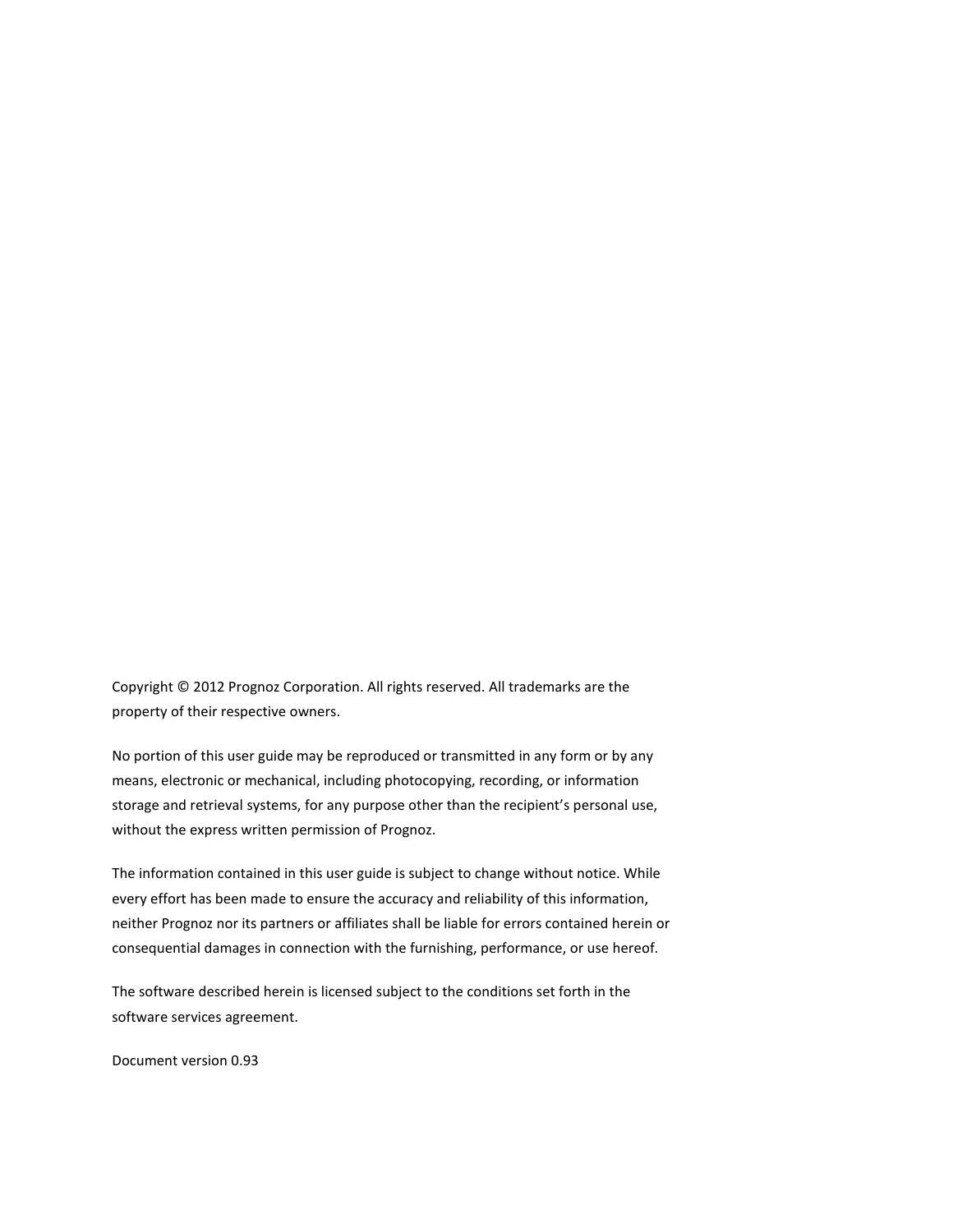Copyright © 2012 Prognoz Corporation. All rights reserved. All trademarks are the property of their respective owners.

No portion of this user guide may be reproduced or transmitted in any form or by any means, electronic or mechanical, including photocopying, recording, or information storage and retrieval systems, for any purpose other than the recipient's personal use, without the express written permission of Prognoz.

The information contained in this user guide is subject to change without notice. While every effort has been made to ensure the accuracy and reliability of this information, neither Prognoz nor its partners or affiliates shall be liable for errors contained herein or consequential damages in connection with the furnishing, performance, or use hereof.

The software described herein is licensed subject to the conditions set forth in the software services agreement.

Document version 0.93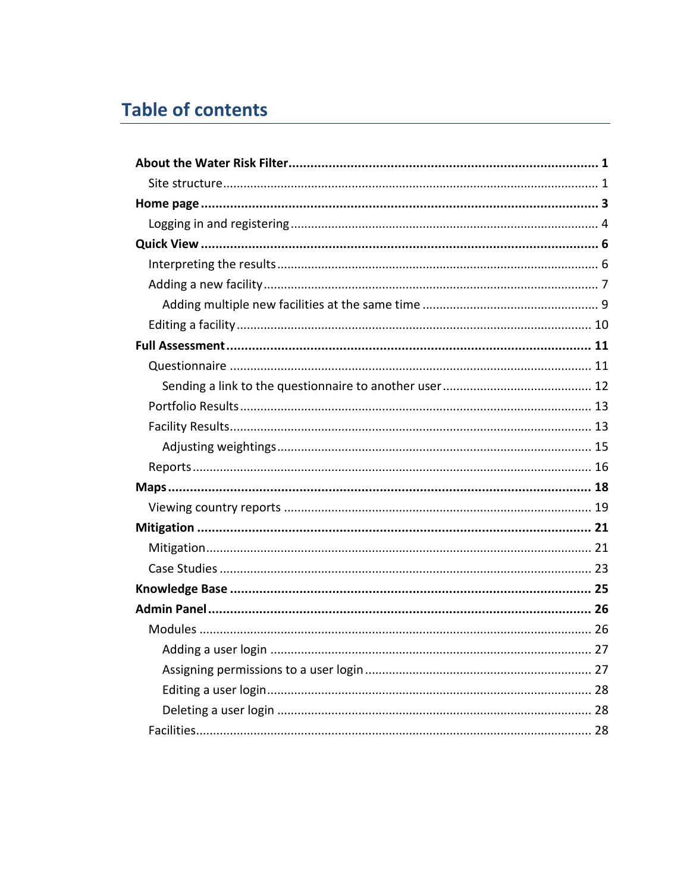# Table of contents

**About the Water Risk Filter** ..................................................... **1**

- Site structure ..................................................... 1

**Home page** ..................................................... **3**

- Logging in and registering ..................................................... 4

**Quick View** ..................................................... **6**

- Interpreting the results ..................................................... 6
- Adding a new facility ..................................................... 7
    - Adding multiple new facilities at the same time ..................................................... 9
- Editing a facility ..................................................... 10

**Full Assessment** ..................................................... **11**

- Questionnaire ..................................................... 11
    - Sending a link to the questionnaire to another user ..................................................... 12
- Portfolio Results ..................................................... 13
- Facility Results ..................................................... 13
    - Adjusting weightings ..................................................... 15
- Reports ..................................................... 16

**Maps** ..................................................... **18**

- Viewing country reports ..................................................... 19

**Mitigation** ..................................................... **21**

- Mitigation ..................................................... 21
- Case Studies ..................................................... 23

**Knowledge Base** ..................................................... **25**

**Admin Panel** ..................................................... **26**

- Modules ..................................................... 26
    - Adding a user login ..................................................... 27
    - Assigning permissions to a user login ..................................................... 27
    - Editing a user login ..................................................... 28
    - Deleting a user login ..................................................... 28
- Facilities ..................................................... 28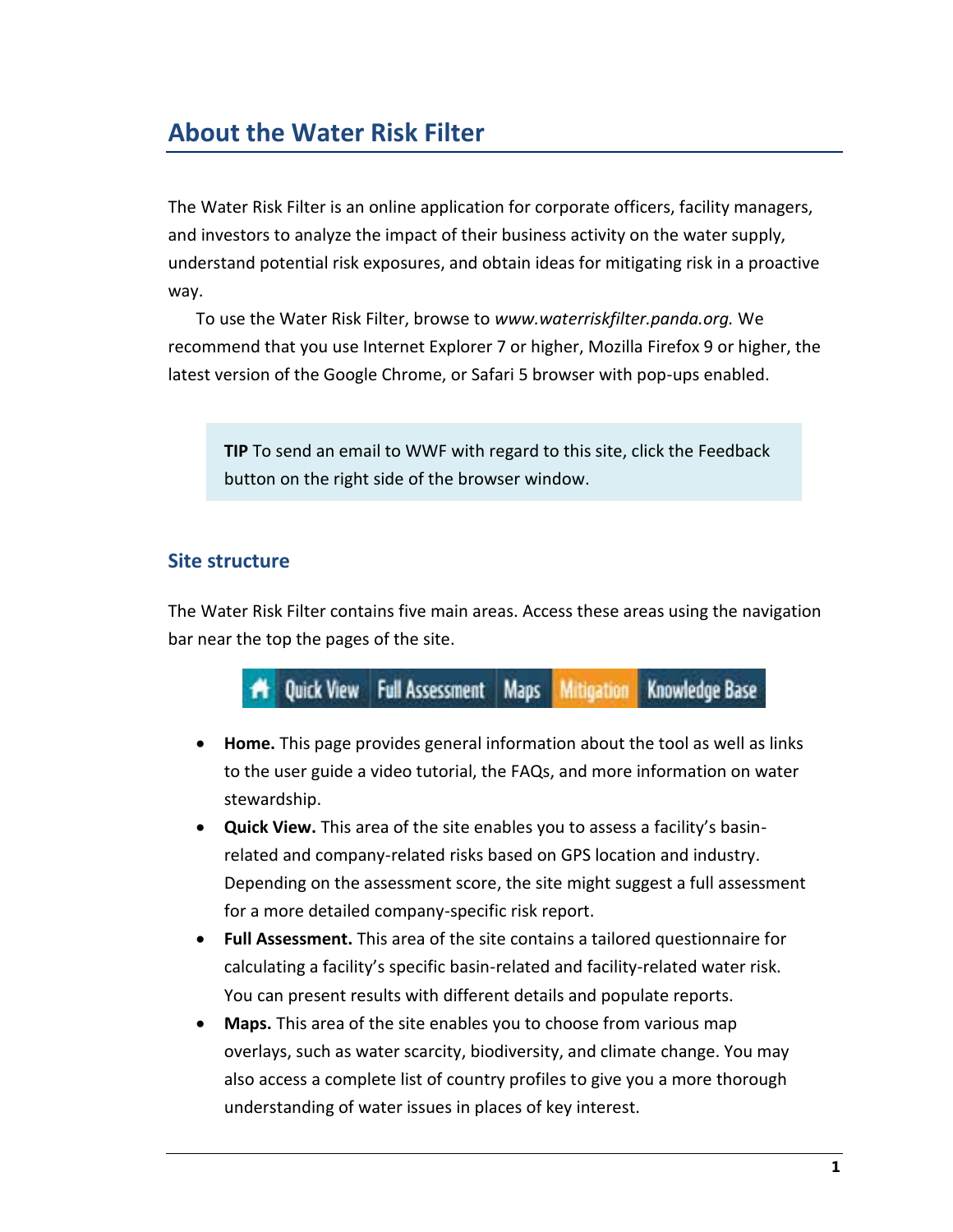# About the Water Risk Filter

The Water Risk Filter is an online application for corporate officers, facility managers, and investors to analyze the impact of their business activity on the water supply, understand potential risk exposures, and obtain ideas for mitigating risk in a proactive way.

To use the Water Risk Filter, browse to *www.waterriskfilter.panda.org.* We recommend that you use Internet Explorer 7 or higher, Mozilla Firefox 9 or higher, the latest version of the Google Chrome, or Safari 5 browser with pop-ups enabled.

> **TIP** To send an email to WWF with regard to this site, click the Feedback button on the right side of the browser window.

## Site structure

The Water Risk Filter contains five main areas. Access these areas using the navigation bar near the top the pages of the site.

Quick View | Full Assessment | Maps | Mitigation | Knowledge Base

- **Home.** This page provides general information about the tool as well as links to the user guide a video tutorial, the FAQs, and more information on water stewardship.
- **Quick View.** This area of the site enables you to assess a facility's basin-related and company-related risks based on GPS location and industry. Depending on the assessment score, the site might suggest a full assessment for a more detailed company-specific risk report.
- **Full Assessment.** This area of the site contains a tailored questionnaire for calculating a facility's specific basin-related and facility-related water risk. You can present results with different details and populate reports.
- **Maps.** This area of the site enables you to choose from various map overlays, such as water scarcity, biodiversity, and climate change. You may also access a complete list of country profiles to give you a more thorough understanding of water issues in places of key interest.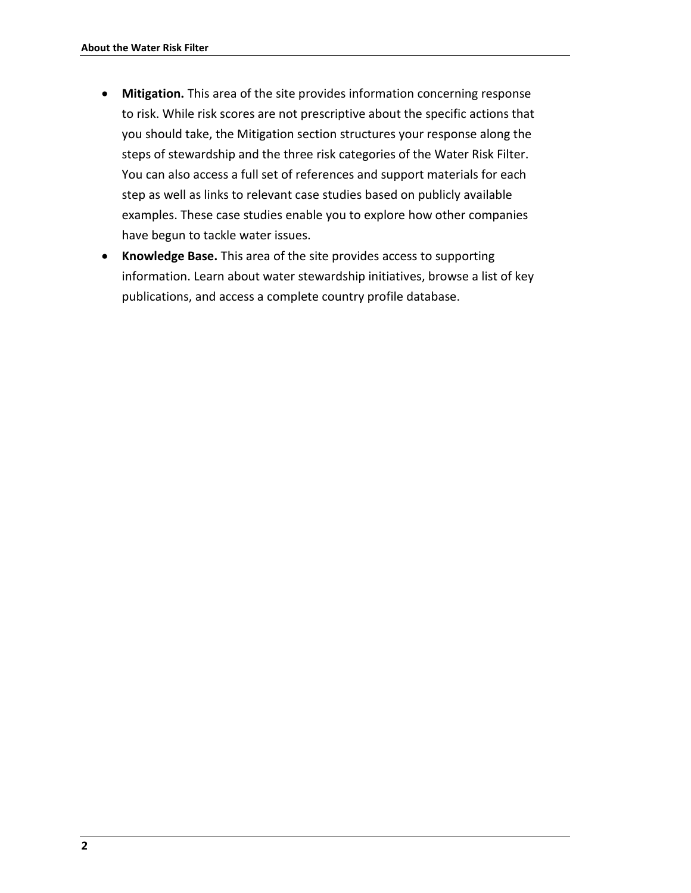- **Mitigation.** This area of the site provides information concerning response to risk. While risk scores are not prescriptive about the specific actions that you should take, the Mitigation section structures your response along the steps of stewardship and the three risk categories of the Water Risk Filter. You can also access a full set of references and support materials for each step as well as links to relevant case studies based on publicly available examples. These case studies enable you to explore how other companies have begun to tackle water issues.
- **Knowledge Base.** This area of the site provides access to supporting information. Learn about water stewardship initiatives, browse a list of key publications, and access a complete country profile database.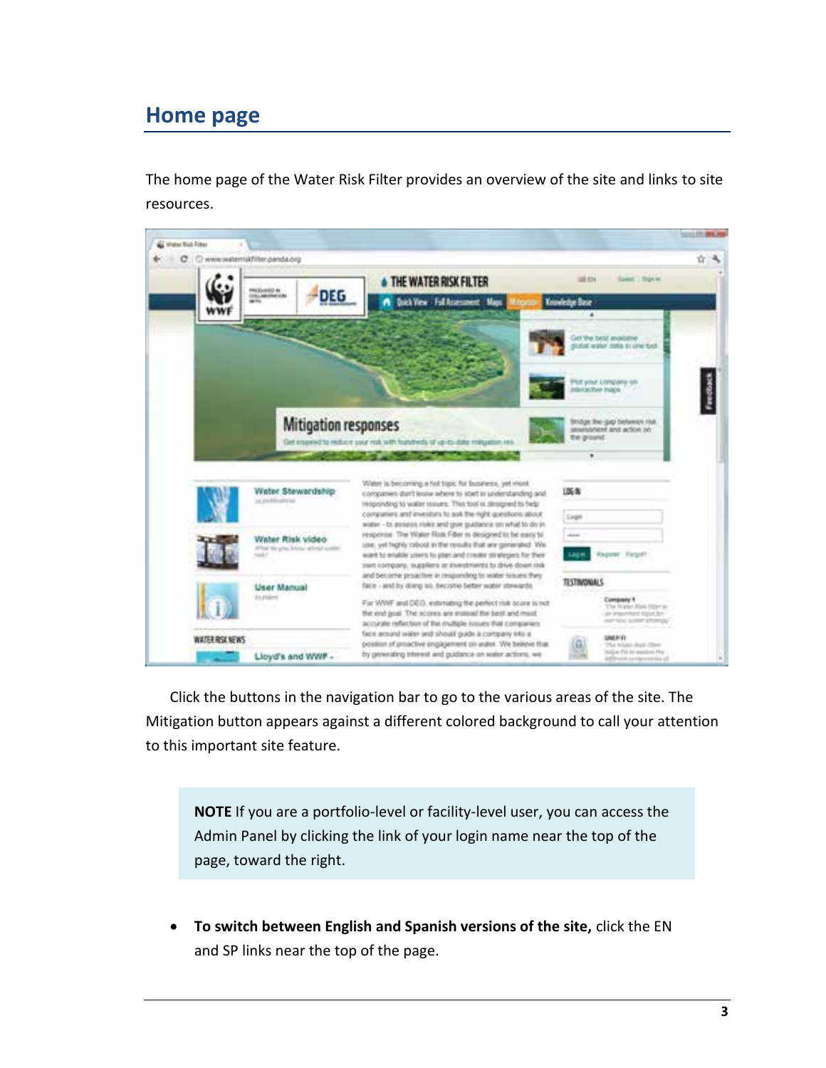## Home page

The home page of the Water Risk Filter provides an overview of the site and links to site resources.

Click the buttons in the navigation bar to go to the various areas of the site. The Mitigation button appears against a different colored background to call your attention to this important site feature.

> **NOTE** If you are a portfolio-level or facility-level user, you can access the Admin Panel by clicking the link of your login name near the top of the page, toward the right.

- **To switch between English and Spanish versions of the site,** click the EN and SP links near the top of the page.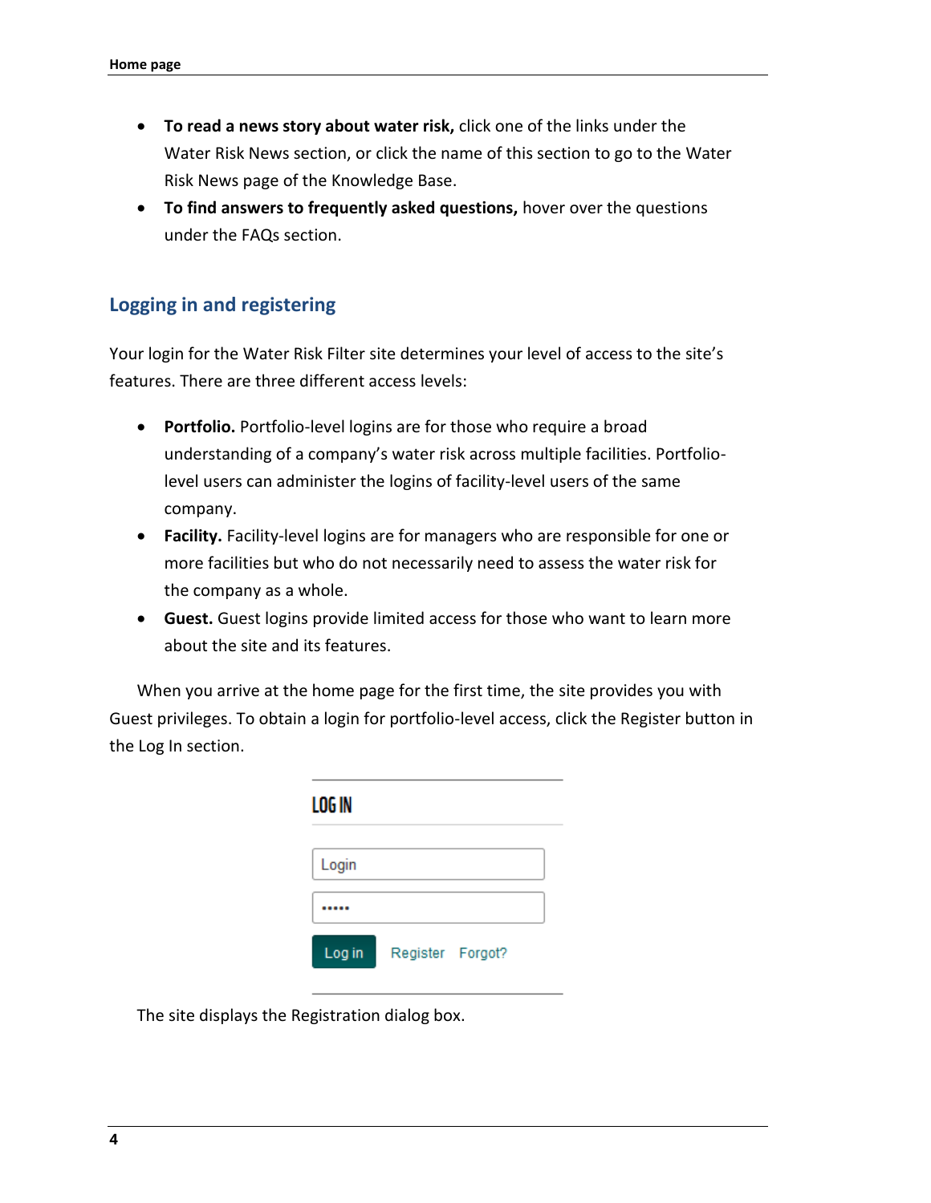- **To read a news story about water risk,** click one of the links under the Water Risk News section, or click the name of this section to go to the Water Risk News page of the Knowledge Base.
- **To find answers to frequently asked questions,** hover over the questions under the FAQs section.

## Logging in and registering

Your login for the Water Risk Filter site determines your level of access to the site's features. There are three different access levels:

- **Portfolio.** Portfolio-level logins are for those who require a broad understanding of a company's water risk across multiple facilities. Portfolio-level users can administer the logins of facility-level users of the same company.
- **Facility.** Facility-level logins are for managers who are responsible for one or more facilities but who do not necessarily need to assess the water risk for the company as a whole.
- **Guest.** Guest logins provide limited access for those who want to learn more about the site and its features.

When you arrive at the home page for the first time, the site provides you with Guest privileges. To obtain a login for portfolio-level access, click the Register button in the Log In section.

LOG IN

Login

•••••

Log in Register Forgot?

The site displays the Registration dialog box.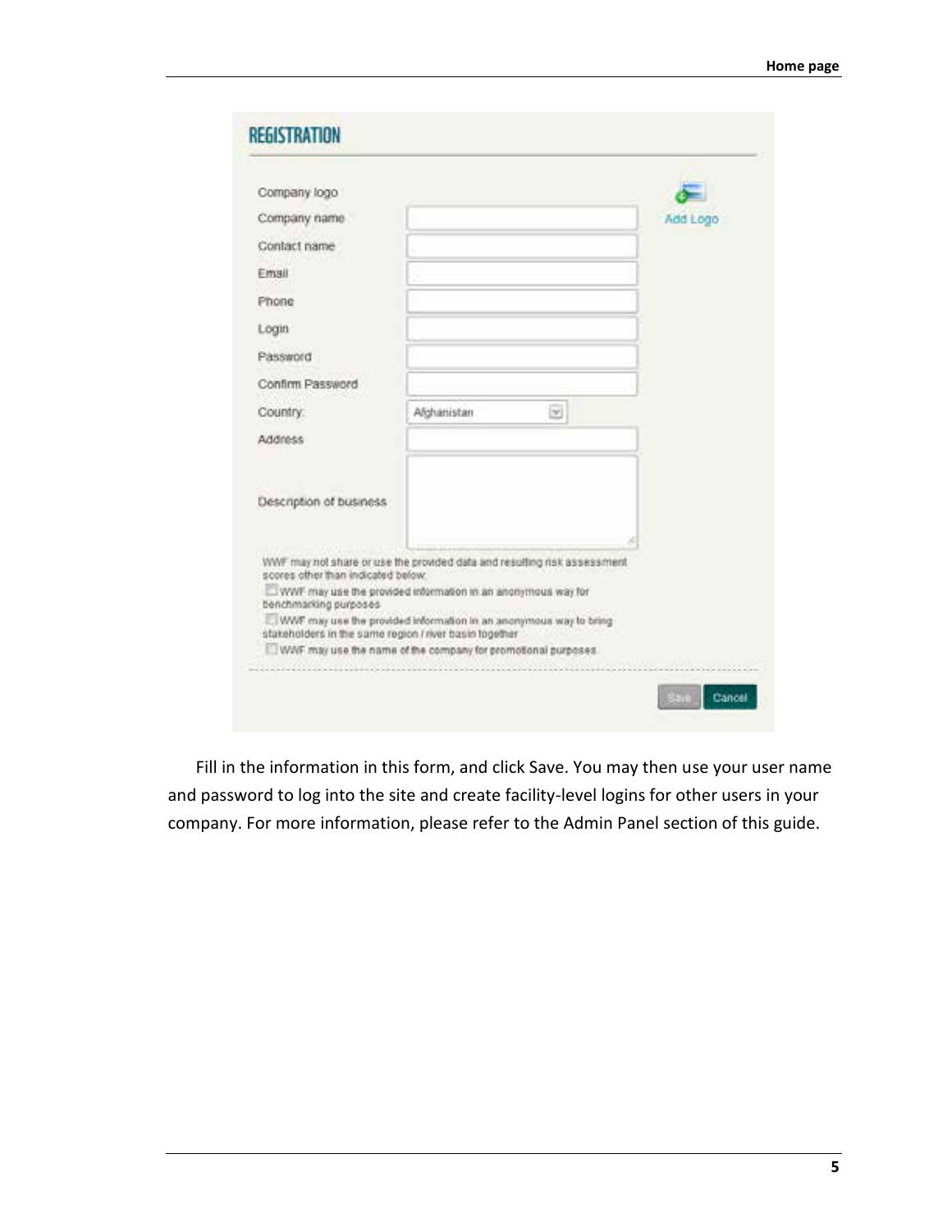## REGISTRATION

| | | |
|---|---|---|
| Company logo | | Add Logo |
| Company name | | |
| Contact name | | |
| Email | | |
| Phone | | |
| Login | | |
| Password | | |
| Confirm Password | | |
| Country: | Afghanistan | |
| Address | | |
| Description of business | | |

WWF may not share or use the provided data and resulting risk assessment scores other than indicated below:

- [ ] WWF may use the provided information in an anonymous way for benchmarking purposes
- [ ] WWF may use the provided information in an anonymous way to bring stakeholders in the same region / river basin together
- [ ] WWF may use the name of the company for promotional purposes

Save | Cancel

Fill in the information in this form, and click Save. You may then use your user name and password to log into the site and create facility-level logins for other users in your company. For more information, please refer to the Admin Panel section of this guide.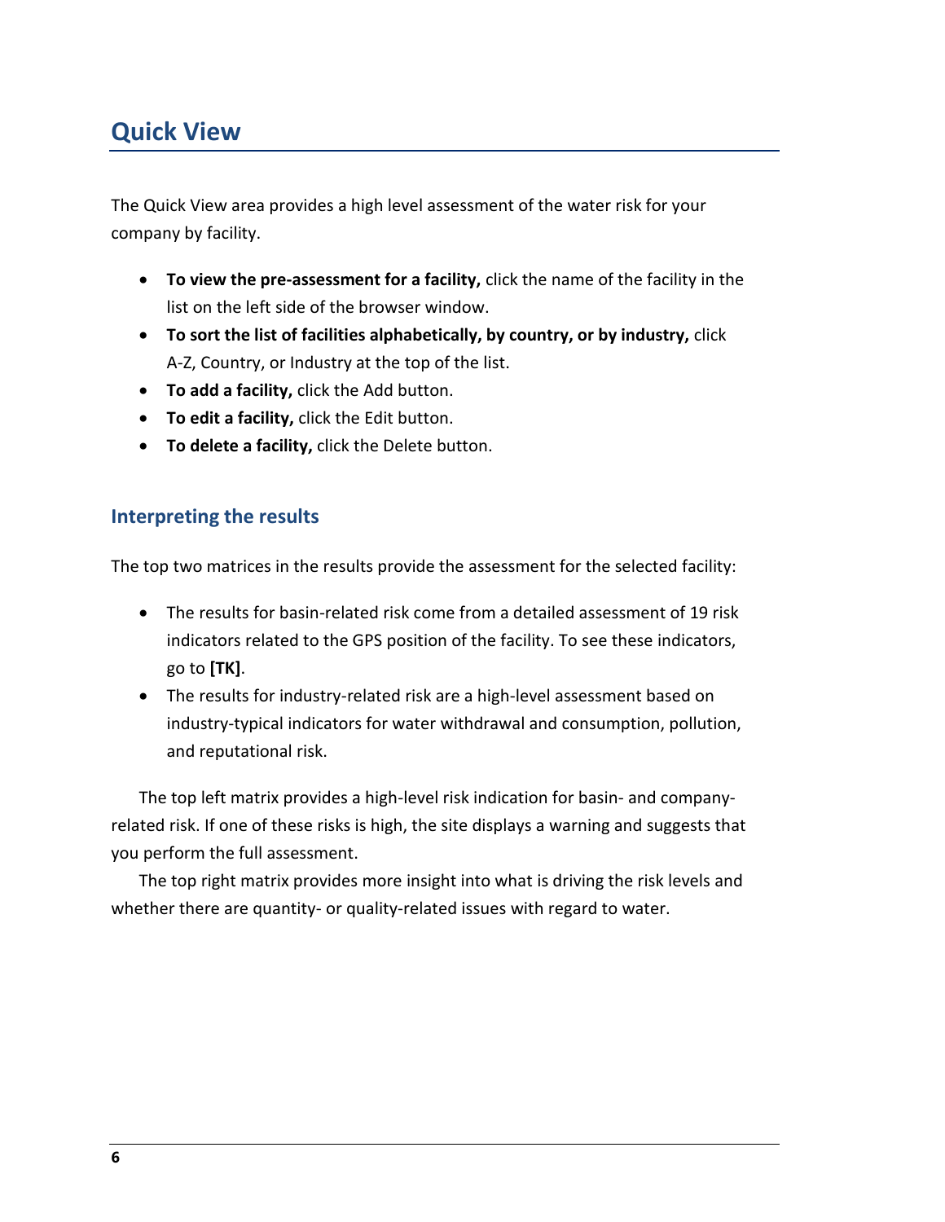# Quick View

The Quick View area provides a high level assessment of the water risk for your company by facility.

- **To view the pre-assessment for a facility,** click the name of the facility in the list on the left side of the browser window.
- **To sort the list of facilities alphabetically, by country, or by industry,** click A-Z, Country, or Industry at the top of the list.
- **To add a facility,** click the Add button.
- **To edit a facility,** click the Edit button.
- **To delete a facility,** click the Delete button.

## Interpreting the results

The top two matrices in the results provide the assessment for the selected facility:

- The results for basin-related risk come from a detailed assessment of 19 risk indicators related to the GPS position of the facility. To see these indicators, go to **[TK]**.
- The results for industry-related risk are a high-level assessment based on industry-typical indicators for water withdrawal and consumption, pollution, and reputational risk.

The top left matrix provides a high-level risk indication for basin- and company-related risk. If one of these risks is high, the site displays a warning and suggests that you perform the full assessment.

The top right matrix provides more insight into what is driving the risk levels and whether there are quantity- or quality-related issues with regard to water.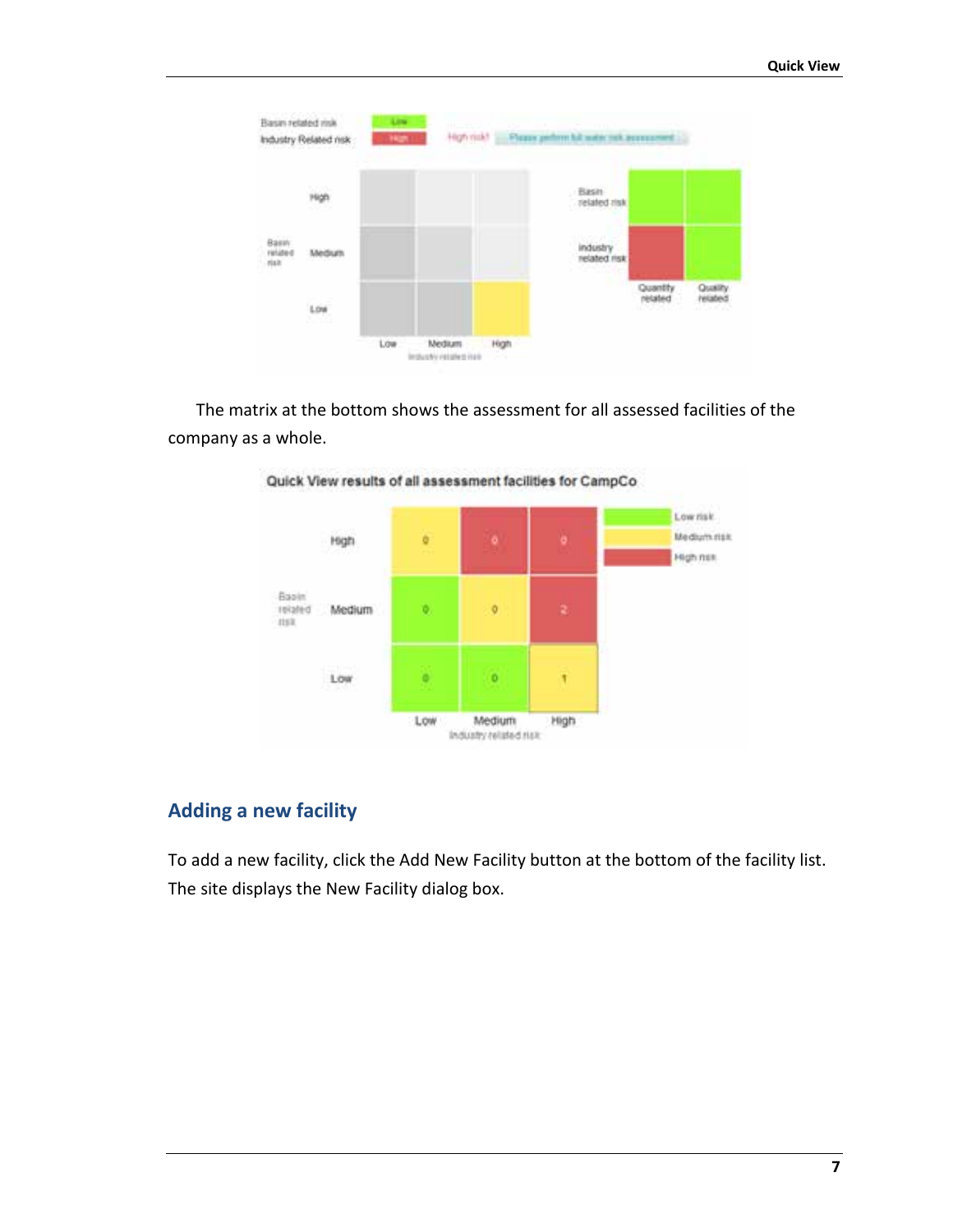The matrix at the bottom shows the assessment for all assessed facilities of the company as a whole.

## Adding a new facility

To add a new facility, click the Add New Facility button at the bottom of the facility list. The site displays the New Facility dialog box.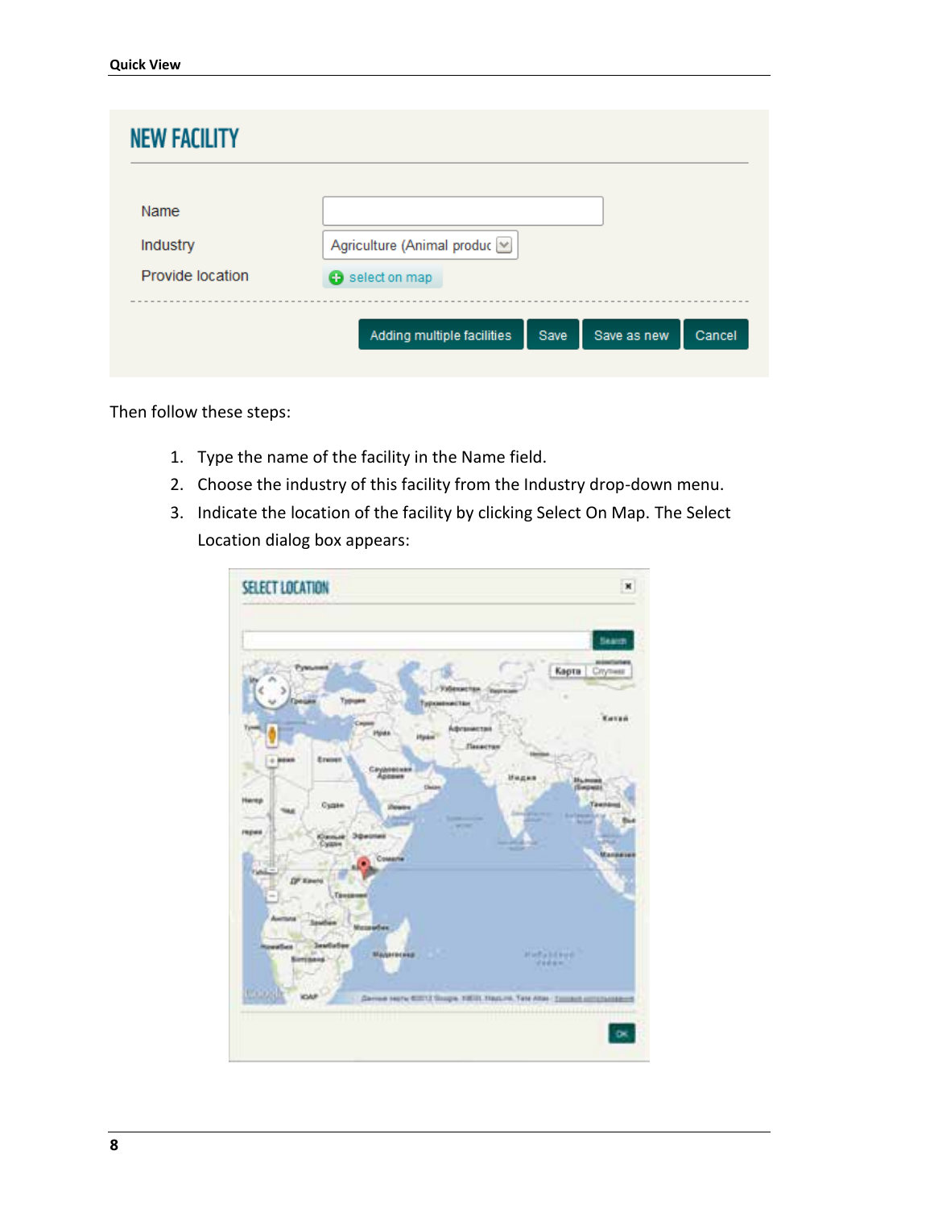Then follow these steps:

1. Type the name of the facility in the Name field.
2. Choose the industry of this facility from the Industry drop-down menu.
3. Indicate the location of the facility by clicking Select On Map. The Select Location dialog box appears: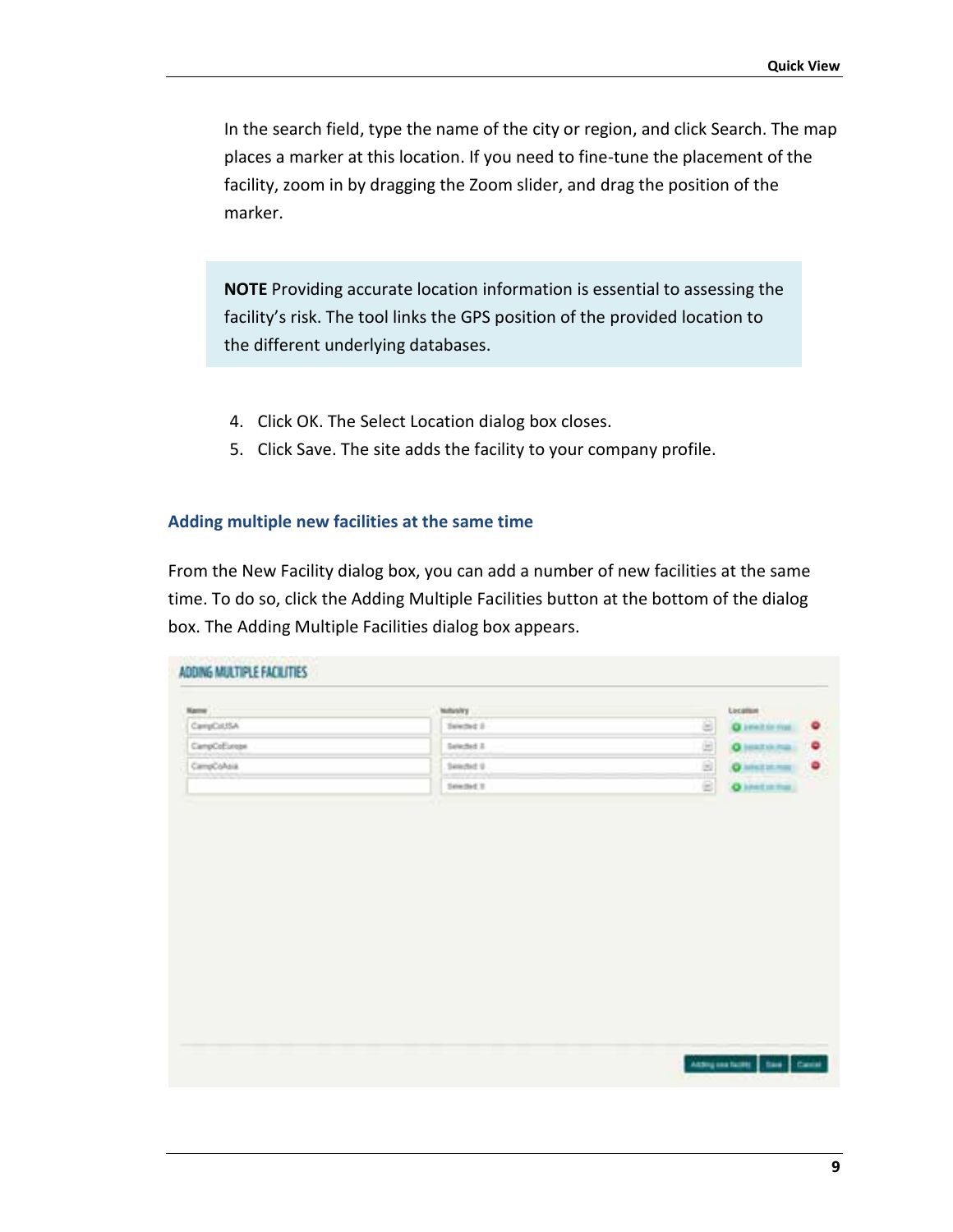In the search field, type the name of the city or region, and click Search. The map places a marker at this location. If you need to fine-tune the placement of the facility, zoom in by dragging the Zoom slider, and drag the position of the marker.

> **NOTE** Providing accurate location information is essential to assessing the facility's risk. The tool links the GPS position of the provided location to the different underlying databases.

4. Click OK. The Select Location dialog box closes.
5. Click Save. The site adds the facility to your company profile.

### Adding multiple new facilities at the same time

From the New Facility dialog box, you can add a number of new facilities at the same time. To do so, click the Adding Multiple Facilities button at the bottom of the dialog box. The Adding Multiple Facilities dialog box appears.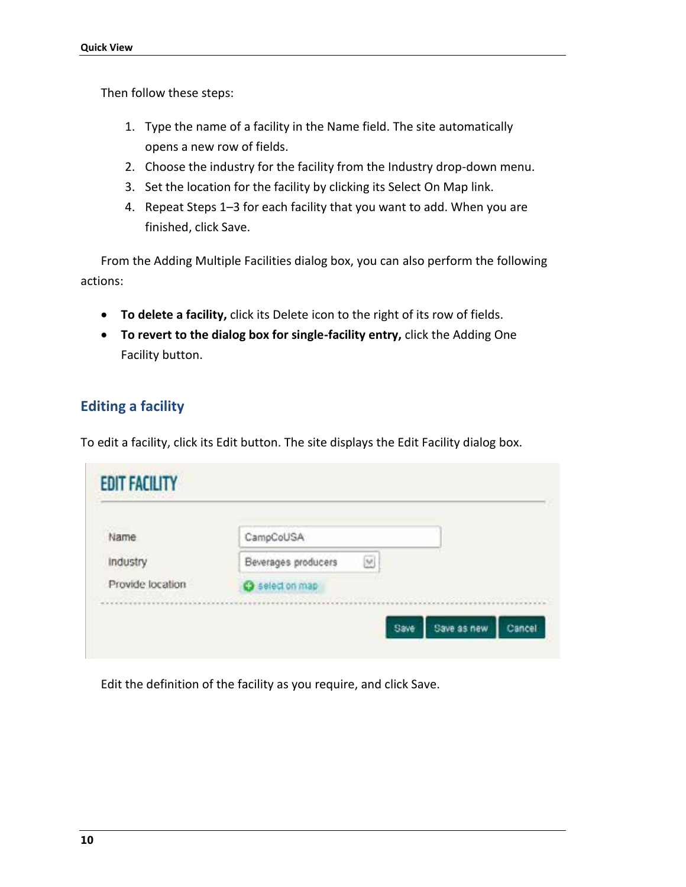Then follow these steps:

1. Type the name of a facility in the Name field. The site automatically opens a new row of fields.
2. Choose the industry for the facility from the Industry drop-down menu.
3. Set the location for the facility by clicking its Select On Map link.
4. Repeat Steps 1–3 for each facility that you want to add. When you are finished, click Save.

From the Adding Multiple Facilities dialog box, you can also perform the following actions:

- **To delete a facility,** click its Delete icon to the right of its row of fields.
- **To revert to the dialog box for single-facility entry,** click the Adding One Facility button.

## Editing a facility

To edit a facility, click its Edit button. The site displays the Edit Facility dialog box.

EDIT FACILITY

| | |
|---|---|
| Name | CampCoUSA |
| Industry | Beverages producers |
| Provide location | select on map |

Save | Save as new | Cancel

Edit the definition of the facility as you require, and click Save.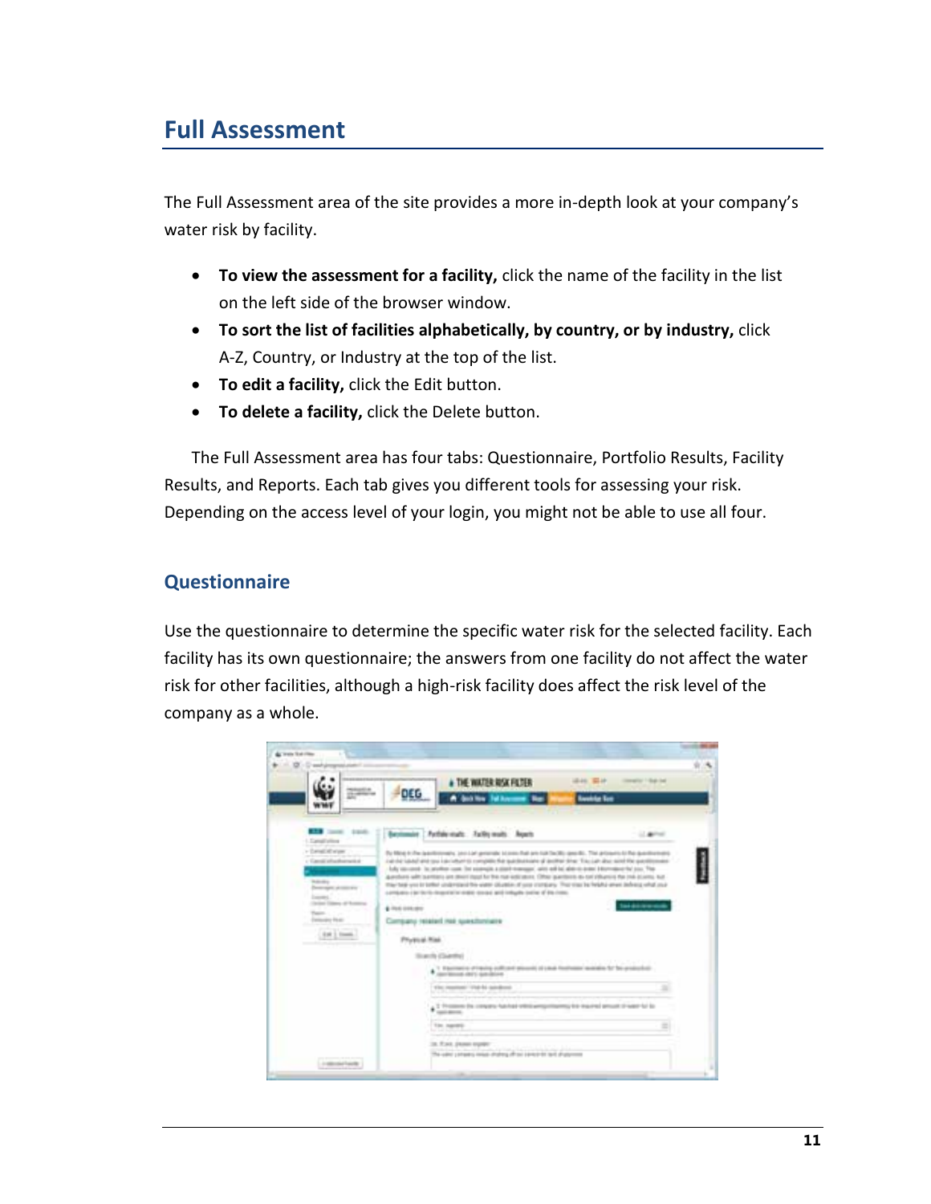## Full Assessment

The Full Assessment area of the site provides a more in-depth look at your company's water risk by facility.

- **To view the assessment for a facility,** click the name of the facility in the list on the left side of the browser window.
- **To sort the list of facilities alphabetically, by country, or by industry,** click A-Z, Country, or Industry at the top of the list.
- **To edit a facility,** click the Edit button.
- **To delete a facility,** click the Delete button.

The Full Assessment area has four tabs: Questionnaire, Portfolio Results, Facility Results, and Reports. Each tab gives you different tools for assessing your risk. Depending on the access level of your login, you might not be able to use all four.

### Questionnaire

Use the questionnaire to determine the specific water risk for the selected facility. Each facility has its own questionnaire; the answers from one facility do not affect the water risk for other facilities, although a high-risk facility does affect the risk level of the company as a whole.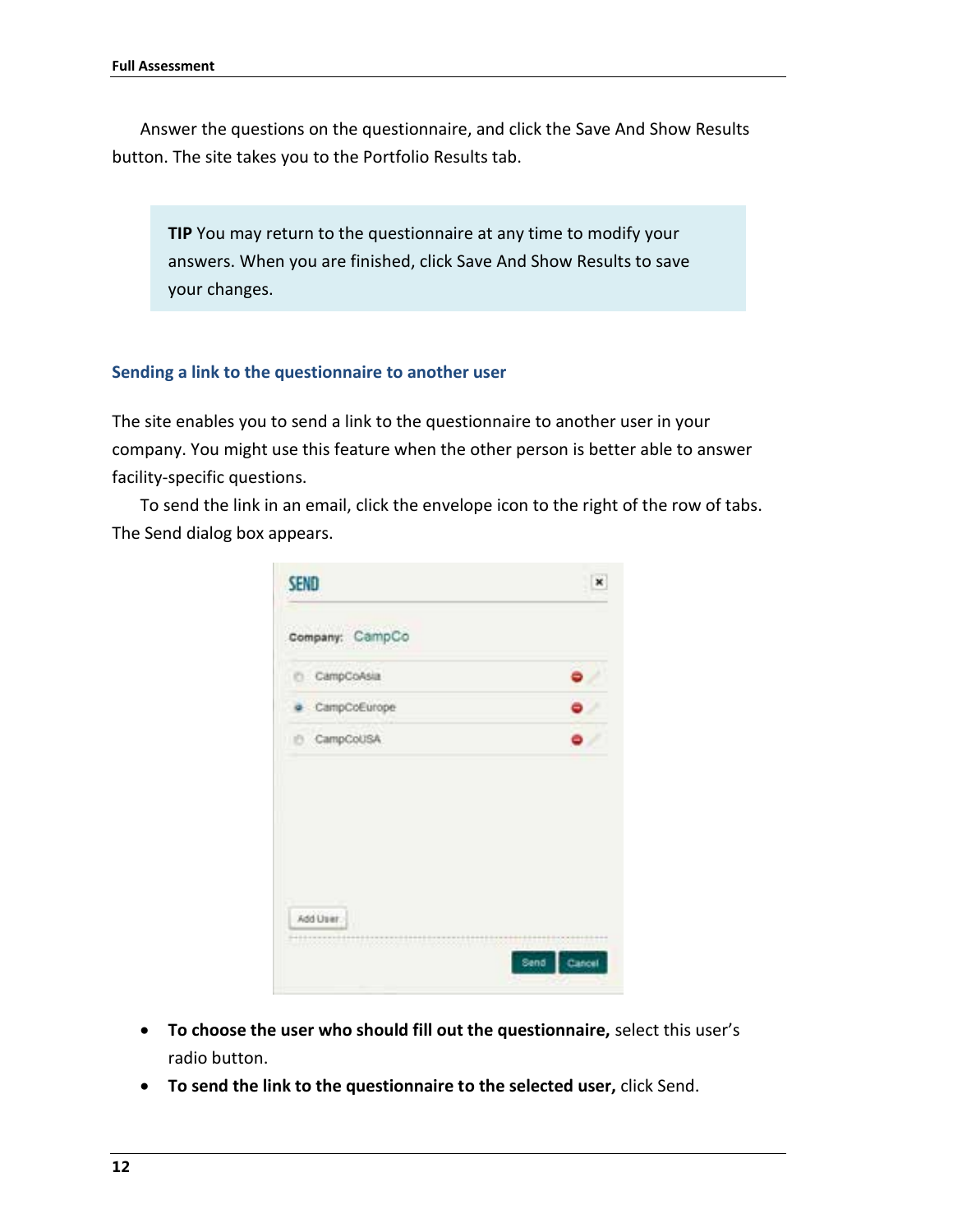Answer the questions on the questionnaire, and click the Save And Show Results button. The site takes you to the Portfolio Results tab.

> **TIP** You may return to the questionnaire at any time to modify your answers. When you are finished, click Save And Show Results to save your changes.

### Sending a link to the questionnaire to another user

The site enables you to send a link to the questionnaire to another user in your company. You might use this feature when the other person is better able to answer facility-specific questions.

To send the link in an email, click the envelope icon to the right of the row of tabs. The Send dialog box appears.

- **To choose the user who should fill out the questionnaire,** select this user's radio button.
- **To send the link to the questionnaire to the selected user,** click Send.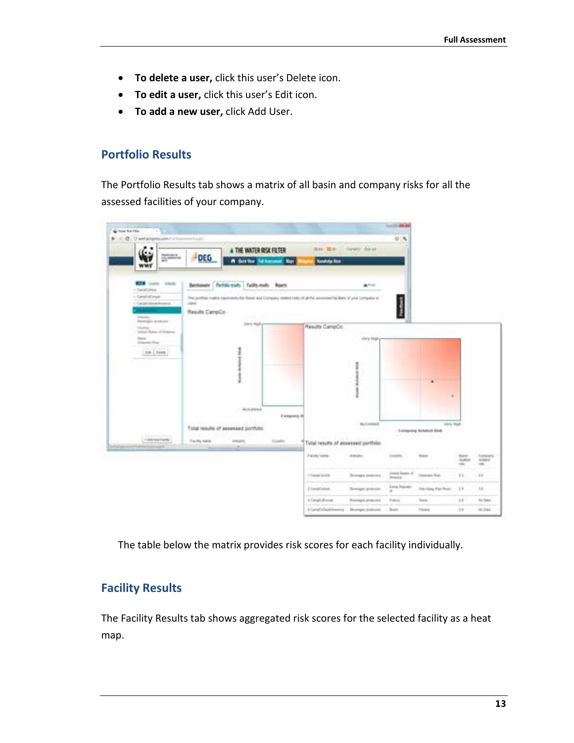- **To delete a user,** click this user's Delete icon.
- **To edit a user,** click this user's Edit icon.
- **To add a new user,** click Add User.

## Portfolio Results

The Portfolio Results tab shows a matrix of all basin and company risks for all the assessed facilities of your company.

The table below the matrix provides risk scores for each facility individually.

## Facility Results

The Facility Results tab shows aggregated risk scores for the selected facility as a heat map.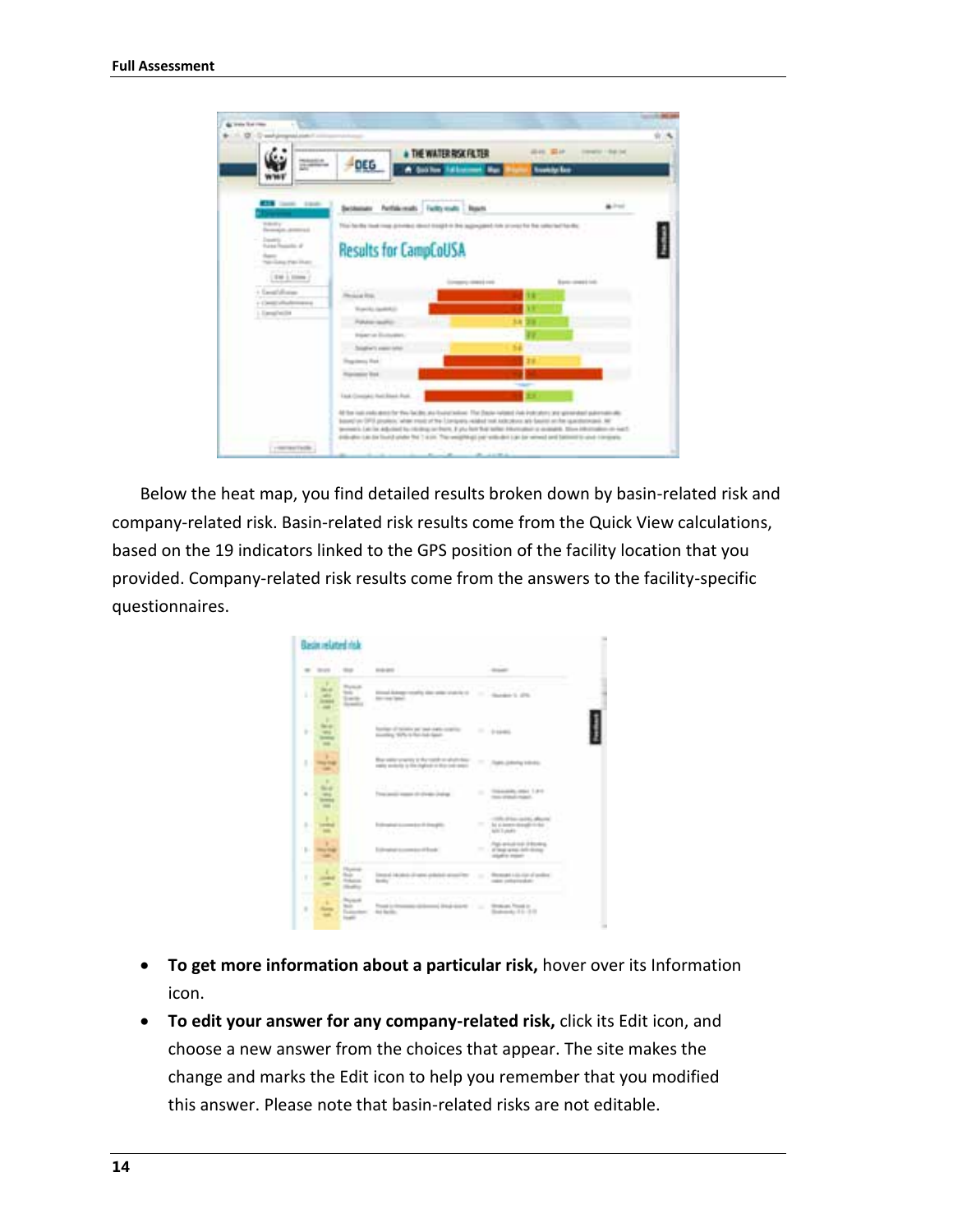Below the heat map, you find detailed results broken down by basin-related risk and company-related risk. Basin-related risk results come from the Quick View calculations, based on the 19 indicators linked to the GPS position of the facility location that you provided. Company-related risk results come from the answers to the facility-specific questionnaires.

- **To get more information about a particular risk,** hover over its Information icon.
- **To edit your answer for any company-related risk,** click its Edit icon, and choose a new answer from the choices that appear. The site makes the change and marks the Edit icon to help you remember that you modified this answer. Please note that basin-related risks are not editable.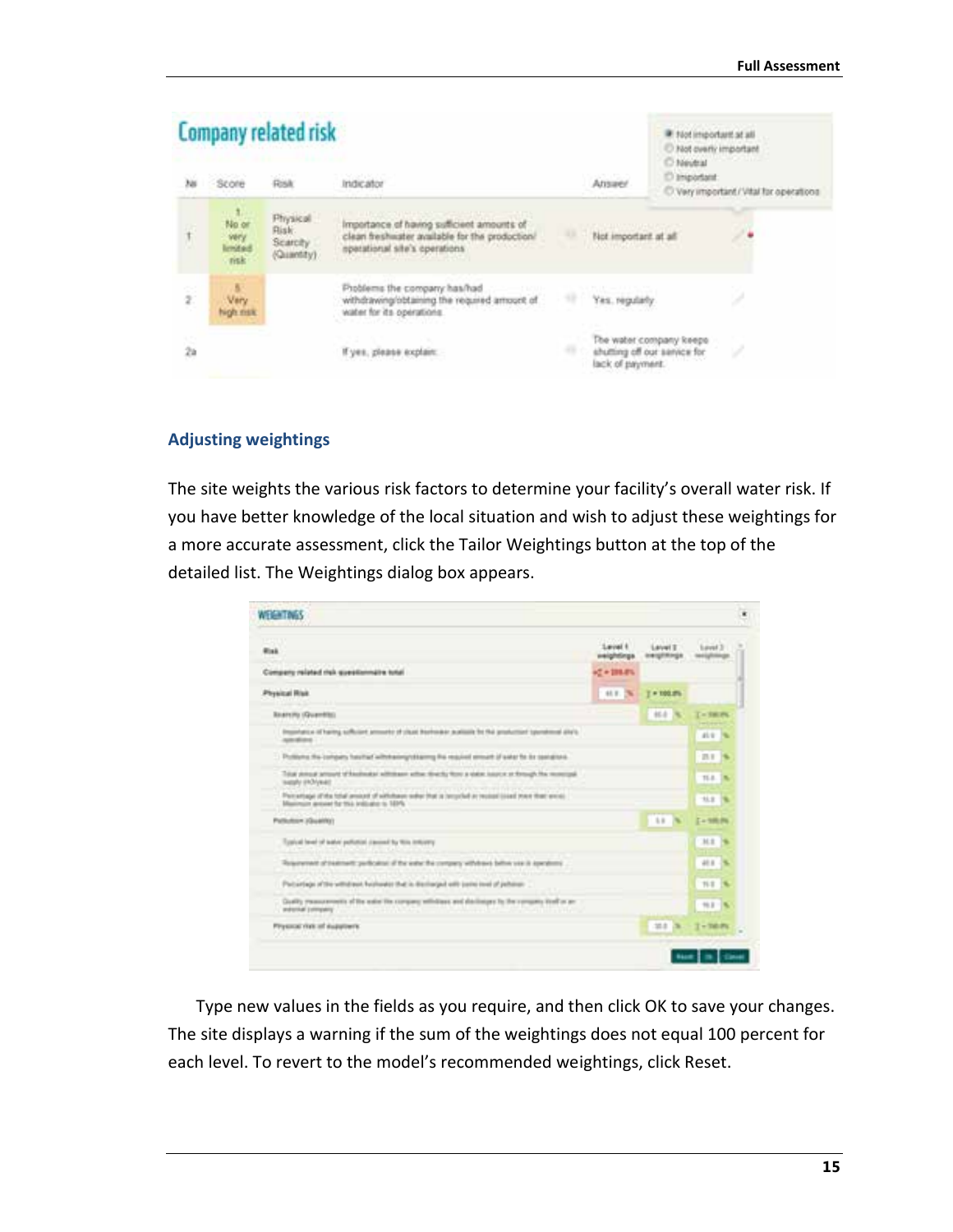## Company related risk

| № | Score | Risk | Indicator | Answer |
|---|---|---|---|---|
| 1 | 1 No or very limited risk | Physical Risk Scarcity (Quantity) | Importance of having sufficient amounts of clean freshwater available for the production/operational site's operations | Not important at all |
| 2 | 5 Very high risk | | Problems the company has/had withdrawing/obtaining the required amount of water for its operations | Yes, regularly |
| 2a | | | If yes, please explain: | The water company keeps shutting off our service for lack of payment. |

- Not important at all
- Not overly important
- Neutral
- Important
- Very important / Vital for operations

### Adjusting weightings

The site weights the various risk factors to determine your facility's overall water risk. If you have better knowledge of the local situation and wish to adjust these weightings for a more accurate assessment, click the Tailor Weightings button at the top of the detailed list. The Weightings dialog box appears.

Type new values in the fields as you require, and then click OK to save your changes. The site displays a warning if the sum of the weightings does not equal 100 percent for each level. To revert to the model's recommended weightings, click Reset.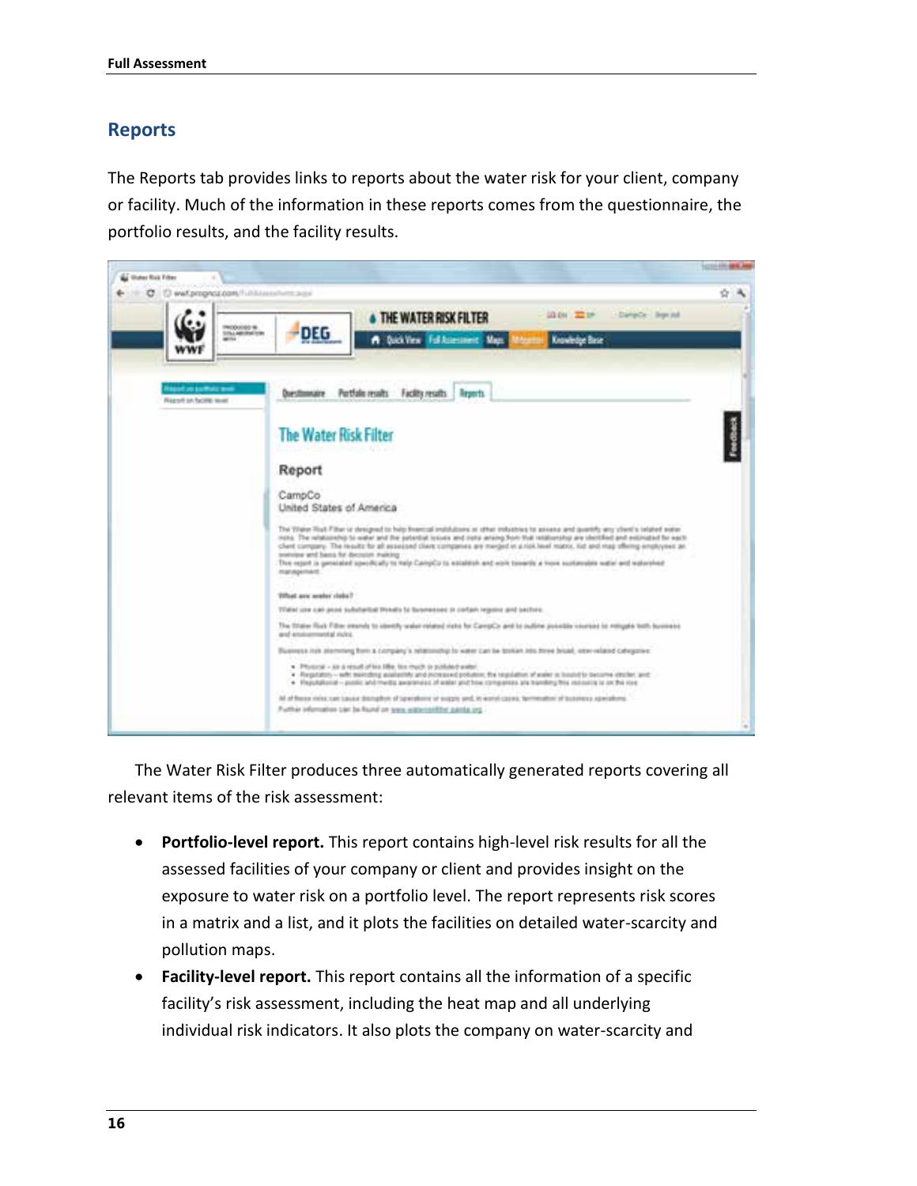## Reports

The Reports tab provides links to reports about the water risk for your client, company or facility. Much of the information in these reports comes from the questionnaire, the portfolio results, and the facility results.

The Water Risk Filter produces three automatically generated reports covering all relevant items of the risk assessment:

- **Portfolio-level report.** This report contains high-level risk results for all the assessed facilities of your company or client and provides insight on the exposure to water risk on a portfolio level. The report represents risk scores in a matrix and a list, and it plots the facilities on detailed water-scarcity and pollution maps.
- **Facility-level report.** This report contains all the information of a specific facility's risk assessment, including the heat map and all underlying individual risk indicators. It also plots the company on water-scarcity and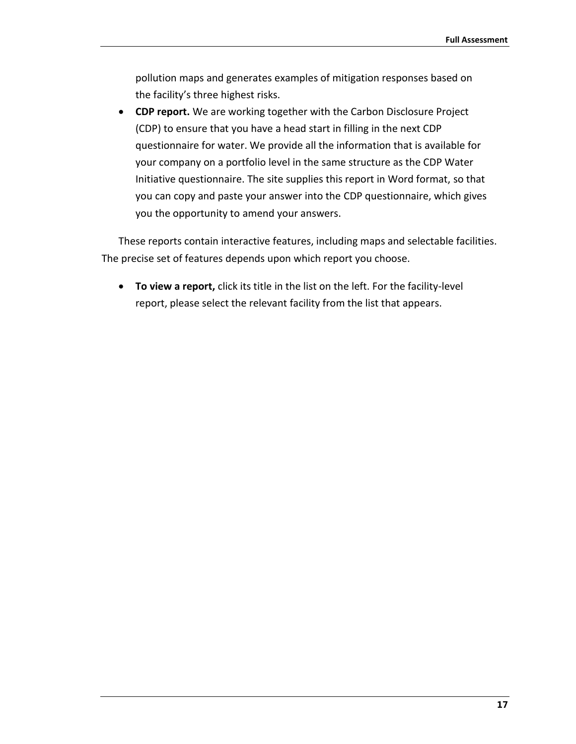pollution maps and generates examples of mitigation responses based on the facility's three highest risks.

- **CDP report.** We are working together with the Carbon Disclosure Project (CDP) to ensure that you have a head start in filling in the next CDP questionnaire for water. We provide all the information that is available for your company on a portfolio level in the same structure as the CDP Water Initiative questionnaire. The site supplies this report in Word format, so that you can copy and paste your answer into the CDP questionnaire, which gives you the opportunity to amend your answers.

These reports contain interactive features, including maps and selectable facilities. The precise set of features depends upon which report you choose.

- **To view a report,** click its title in the list on the left. For the facility-level report, please select the relevant facility from the list that appears.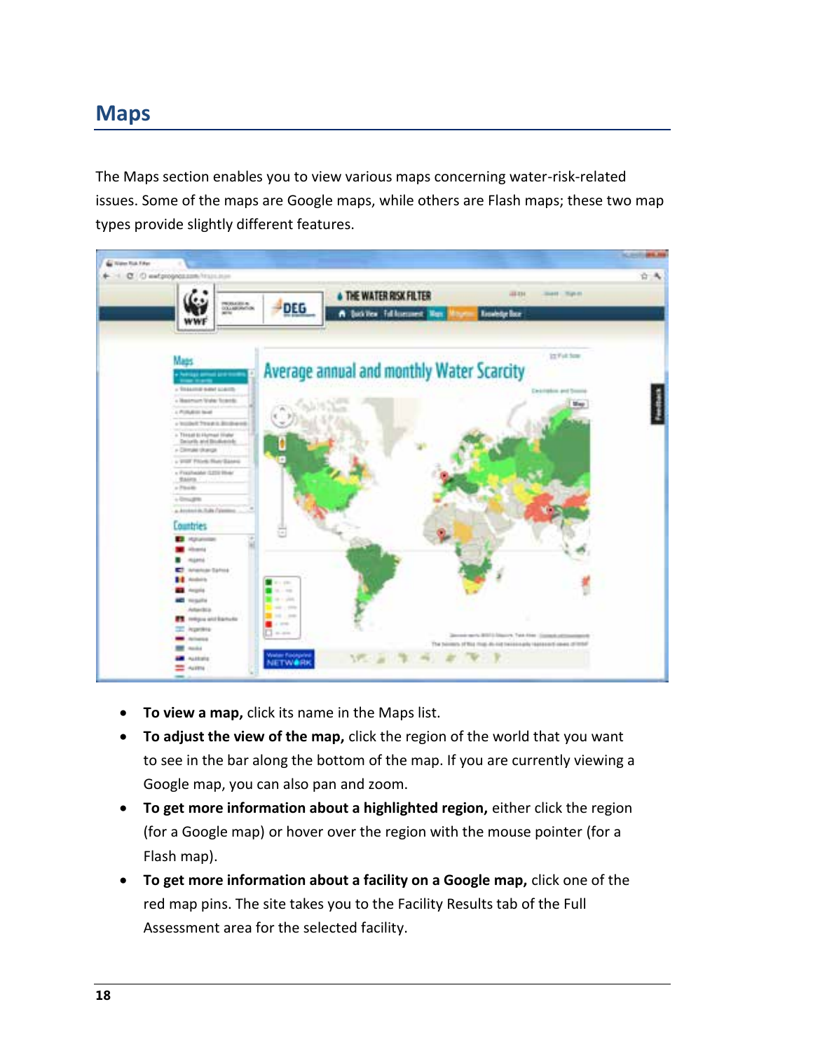## Maps

The Maps section enables you to view various maps concerning water-risk-related issues. Some of the maps are Google maps, while others are Flash maps; these two map types provide slightly different features.

- **To view a map,** click its name in the Maps list.
- **To adjust the view of the map,** click the region of the world that you want to see in the bar along the bottom of the map. If you are currently viewing a Google map, you can also pan and zoom.
- **To get more information about a highlighted region,** either click the region (for a Google map) or hover over the region with the mouse pointer (for a Flash map).
- **To get more information about a facility on a Google map,** click one of the red map pins. The site takes you to the Facility Results tab of the Full Assessment area for the selected facility.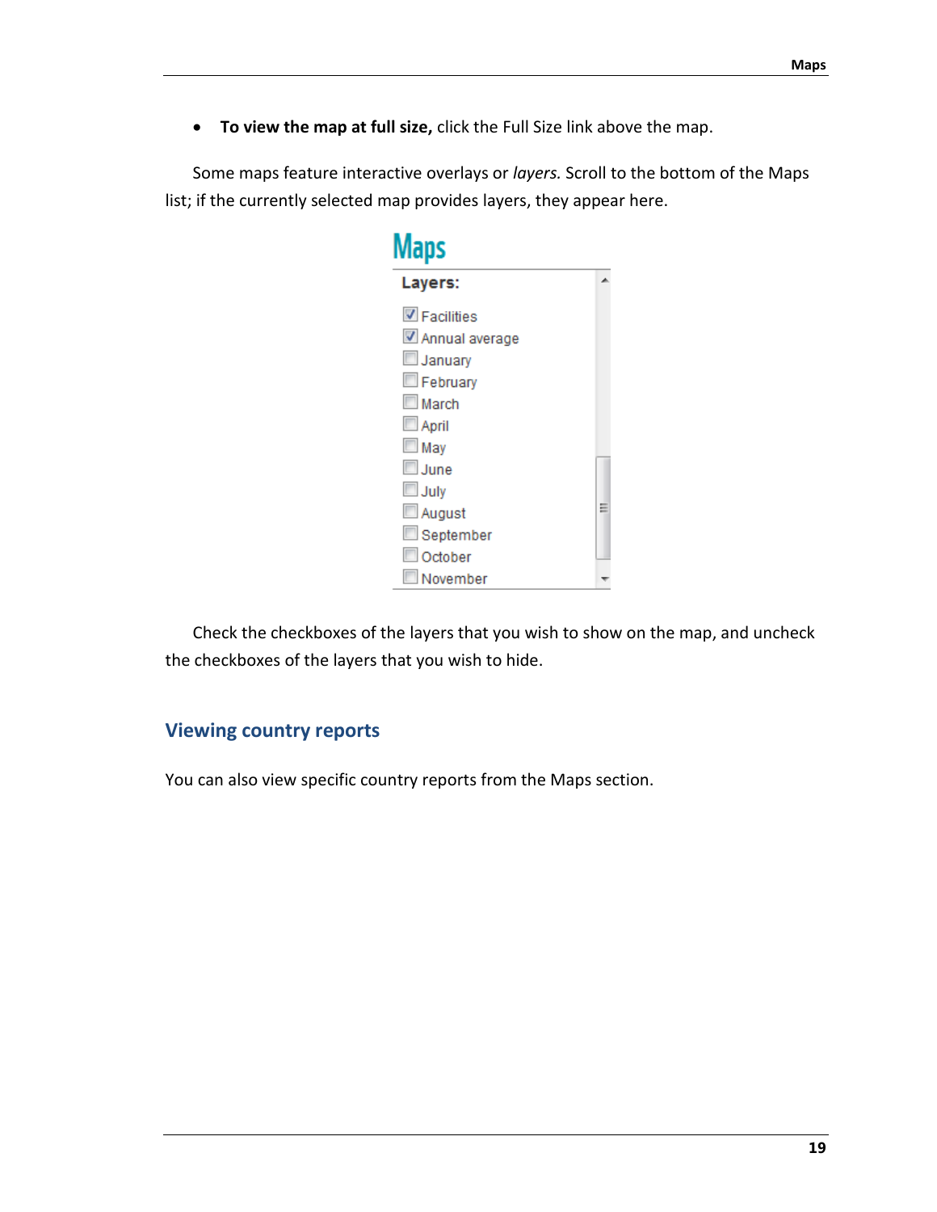- **To view the map at full size,** click the Full Size link above the map.

Some maps feature interactive overlays or *layers.* Scroll to the bottom of the Maps list; if the currently selected map provides layers, they appear here.

Check the checkboxes of the layers that you wish to show on the map, and uncheck the checkboxes of the layers that you wish to hide.

## Viewing country reports

You can also view specific country reports from the Maps section.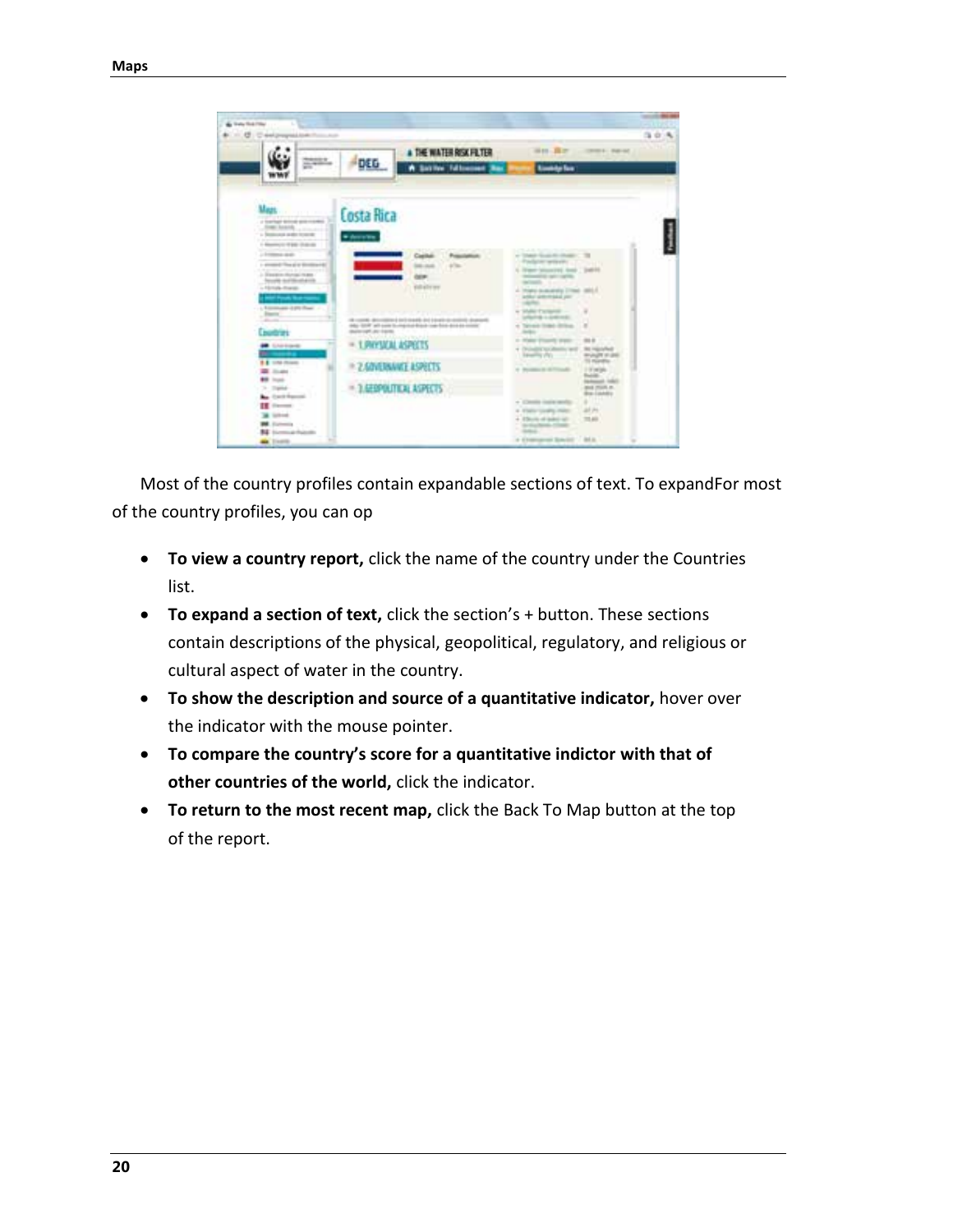Most of the country profiles contain expandable sections of text. To expandFor most of the country profiles, you can op

- **To view a country report,** click the name of the country under the Countries list.
- **To expand a section of text,** click the section's + button. These sections contain descriptions of the physical, geopolitical, regulatory, and religious or cultural aspect of water in the country.
- **To show the description and source of a quantitative indicator,** hover over the indicator with the mouse pointer.
- **To compare the country's score for a quantitative indictor with that of other countries of the world,** click the indicator.
- **To return to the most recent map,** click the Back To Map button at the top of the report.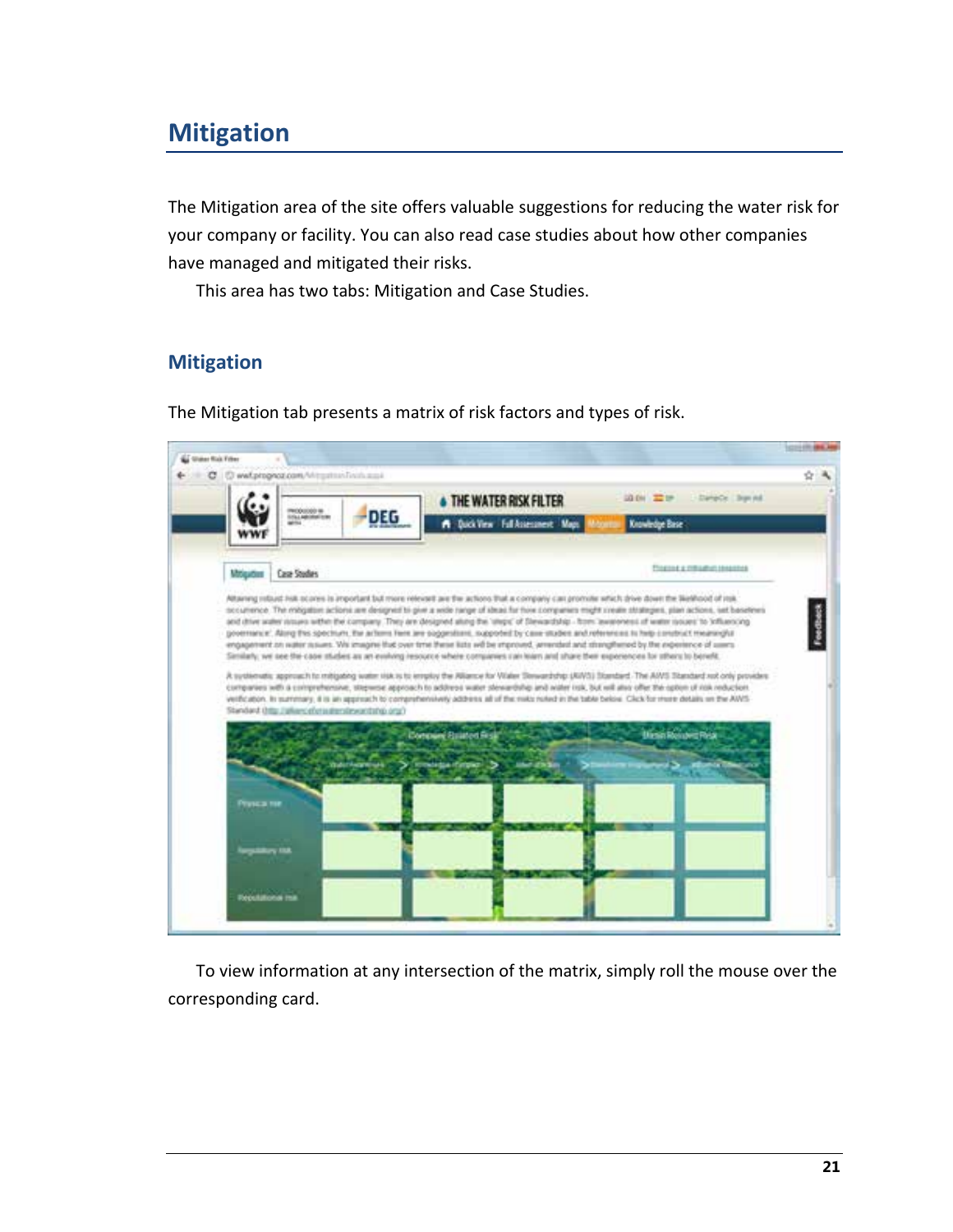# Mitigation

The Mitigation area of the site offers valuable suggestions for reducing the water risk for your company or facility. You can also read case studies about how other companies have managed and mitigated their risks.

This area has two tabs: Mitigation and Case Studies.

## Mitigation

The Mitigation tab presents a matrix of risk factors and types of risk.

To view information at any intersection of the matrix, simply roll the mouse over the corresponding card.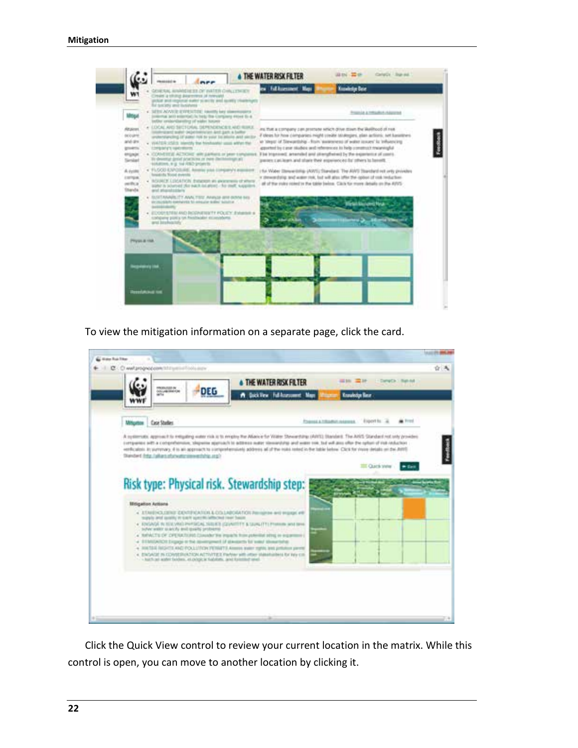To view the mitigation information on a separate page, click the card.

Click the Quick View control to review your current location in the matrix. While this control is open, you can move to another location by clicking it.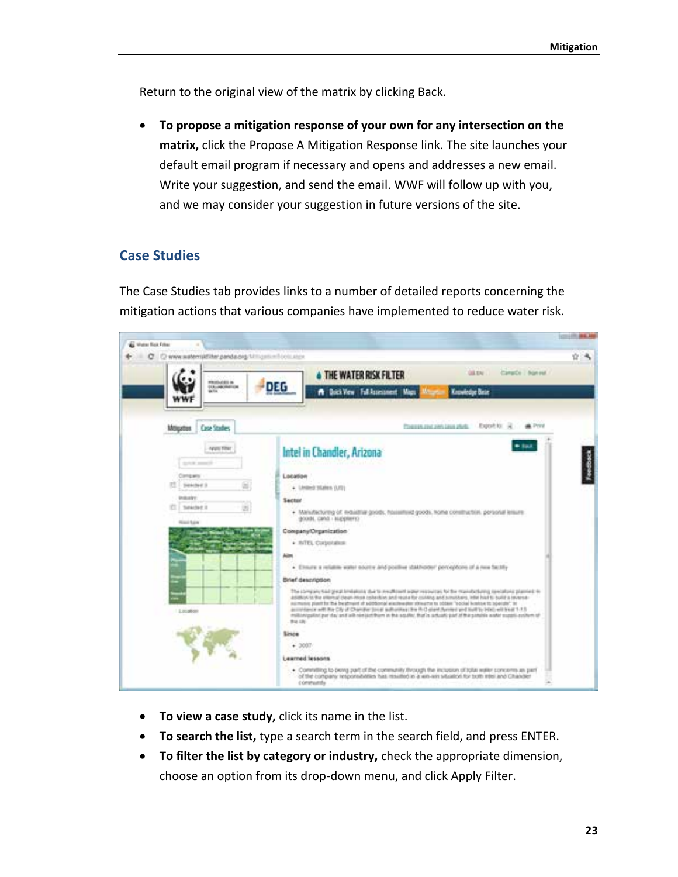Return to the original view of the matrix by clicking Back.

- **To propose a mitigation response of your own for any intersection on the matrix,** click the Propose A Mitigation Response link. The site launches your default email program if necessary and opens and addresses a new email. Write your suggestion, and send the email. WWF will follow up with you, and we may consider your suggestion in future versions of the site.

## Case Studies

The Case Studies tab provides links to a number of detailed reports concerning the mitigation actions that various companies have implemented to reduce water risk.

- **To view a case study,** click its name in the list.
- **To search the list,** type a search term in the search field, and press ENTER.
- **To filter the list by category or industry,** check the appropriate dimension, choose an option from its drop-down menu, and click Apply Filter.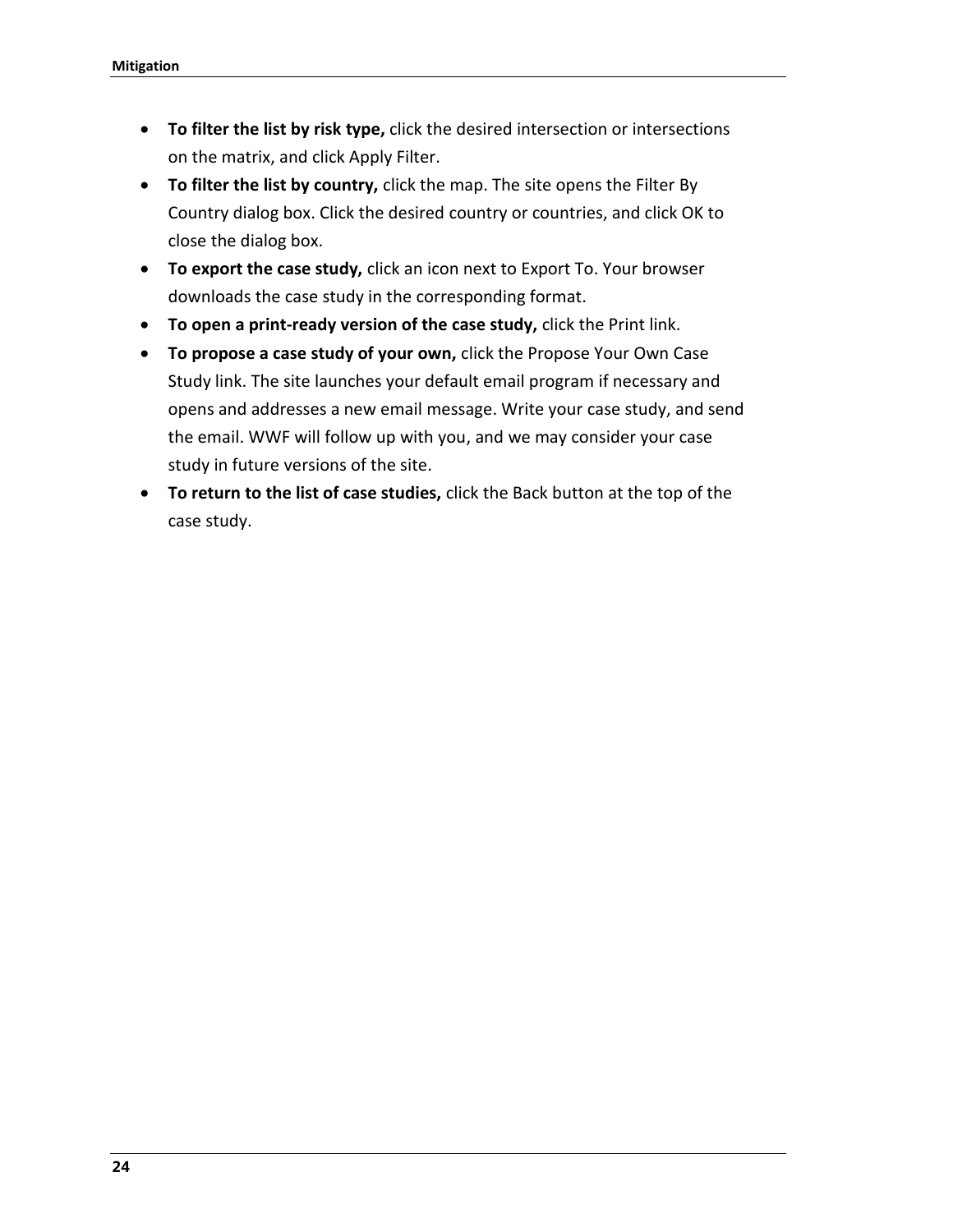- **To filter the list by risk type,** click the desired intersection or intersections on the matrix, and click Apply Filter.
- **To filter the list by country,** click the map. The site opens the Filter By Country dialog box. Click the desired country or countries, and click OK to close the dialog box.
- **To export the case study,** click an icon next to Export To. Your browser downloads the case study in the corresponding format.
- **To open a print-ready version of the case study,** click the Print link.
- **To propose a case study of your own,** click the Propose Your Own Case Study link. The site launches your default email program if necessary and opens and addresses a new email message. Write your case study, and send the email. WWF will follow up with you, and we may consider your case study in future versions of the site.
- **To return to the list of case studies,** click the Back button at the top of the case study.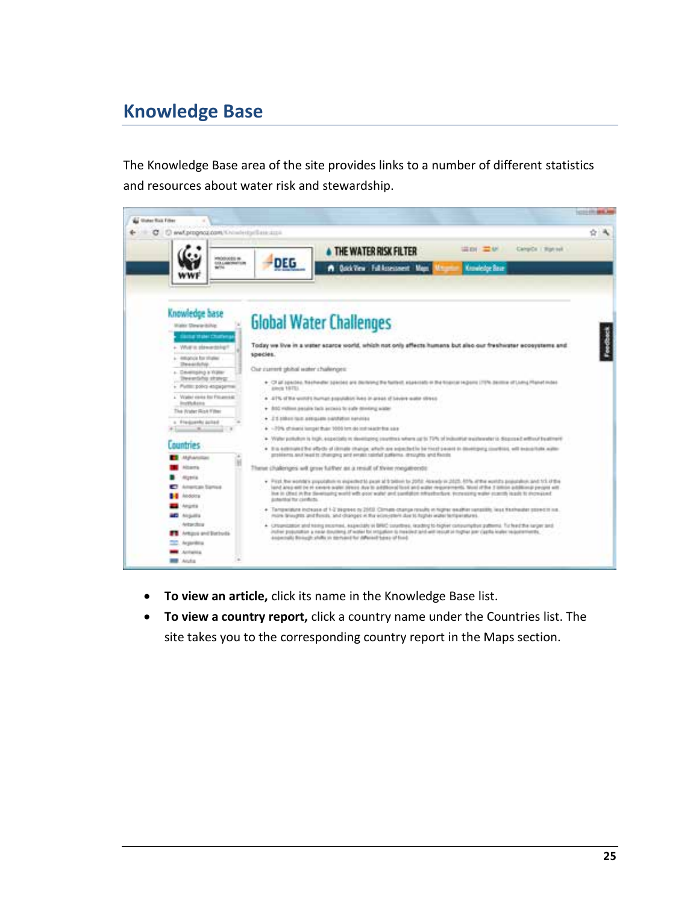## Knowledge Base

The Knowledge Base area of the site provides links to a number of different statistics and resources about water risk and stewardship.

- **To view an article,** click its name in the Knowledge Base list.
- **To view a country report,** click a country name under the Countries list. The site takes you to the corresponding country report in the Maps section.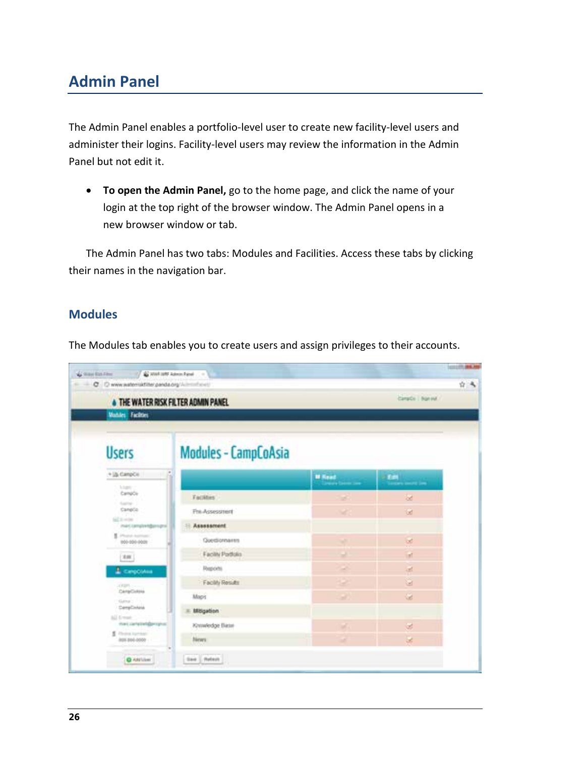# Admin Panel

The Admin Panel enables a portfolio-level user to create new facility-level users and administer their logins. Facility-level users may review the information in the Admin Panel but not edit it.

- **To open the Admin Panel,** go to the home page, and click the name of your login at the top right of the browser window. The Admin Panel opens in a new browser window or tab.

The Admin Panel has two tabs: Modules and Facilities. Access these tabs by clicking their names in the navigation bar.

## Modules

The Modules tab enables you to create users and assign privileges to their accounts.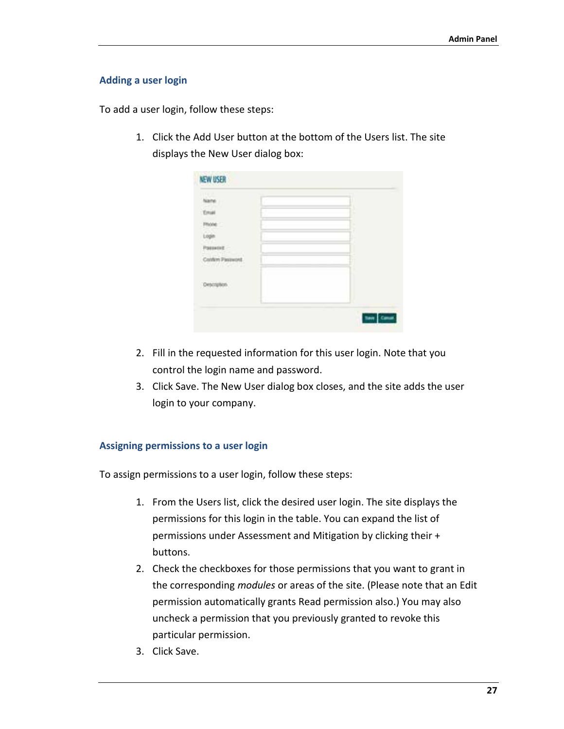### Adding a user login

To add a user login, follow these steps:

1. Click the Add User button at the bottom of the Users list. The site displays the New User dialog box:

2. Fill in the requested information for this user login. Note that you control the login name and password.
3. Click Save. The New User dialog box closes, and the site adds the user login to your company.

### Assigning permissions to a user login

To assign permissions to a user login, follow these steps:

1. From the Users list, click the desired user login. The site displays the permissions for this login in the table. You can expand the list of permissions under Assessment and Mitigation by clicking their + buttons.
2. Check the checkboxes for those permissions that you want to grant in the corresponding *modules* or areas of the site. (Please note that an Edit permission automatically grants Read permission also.) You may also uncheck a permission that you previously granted to revoke this particular permission.
3. Click Save.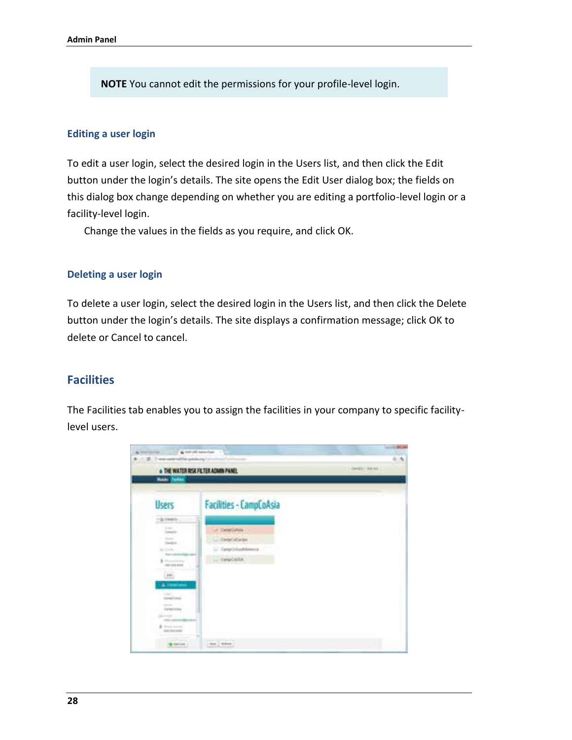> **NOTE** You cannot edit the permissions for your profile-level login.

### Editing a user login

To edit a user login, select the desired login in the Users list, and then click the Edit button under the login's details. The site opens the Edit User dialog box; the fields on this dialog box change depending on whether you are editing a portfolio-level login or a facility-level login.

Change the values in the fields as you require, and click OK.

### Deleting a user login

To delete a user login, select the desired login in the Users list, and then click the Delete button under the login's details. The site displays a confirmation message; click OK to delete or Cancel to cancel.

## Facilities

The Facilities tab enables you to assign the facilities in your company to specific facility-level users.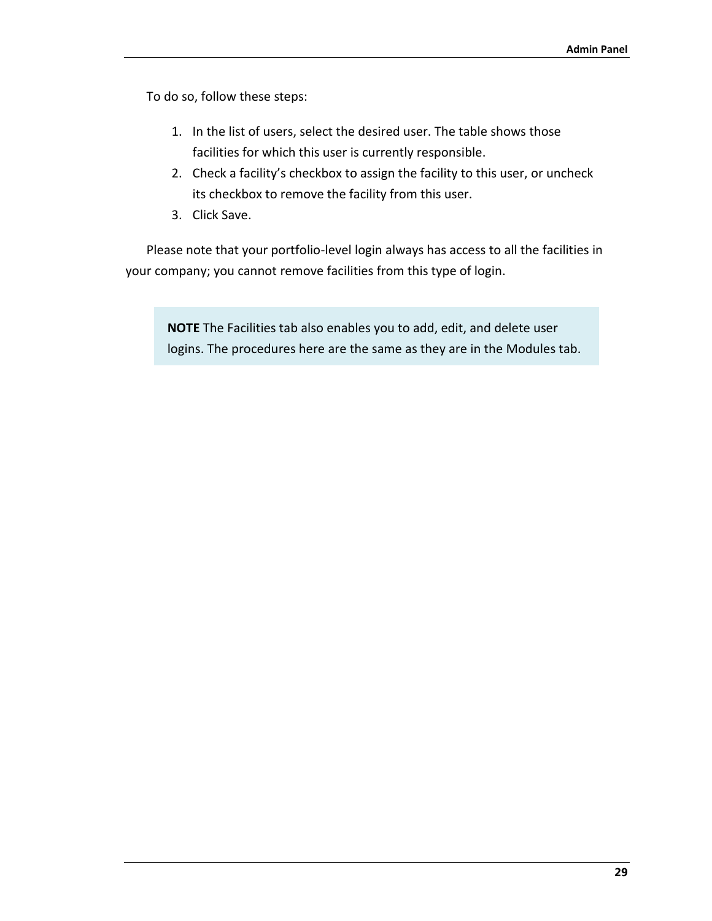To do so, follow these steps:

1. In the list of users, select the desired user. The table shows those facilities for which this user is currently responsible.
2. Check a facility's checkbox to assign the facility to this user, or uncheck its checkbox to remove the facility from this user.
3. Click Save.

Please note that your portfolio-level login always has access to all the facilities in your company; you cannot remove facilities from this type of login.

> **NOTE** The Facilities tab also enables you to add, edit, and delete user logins. The procedures here are the same as they are in the Modules tab.